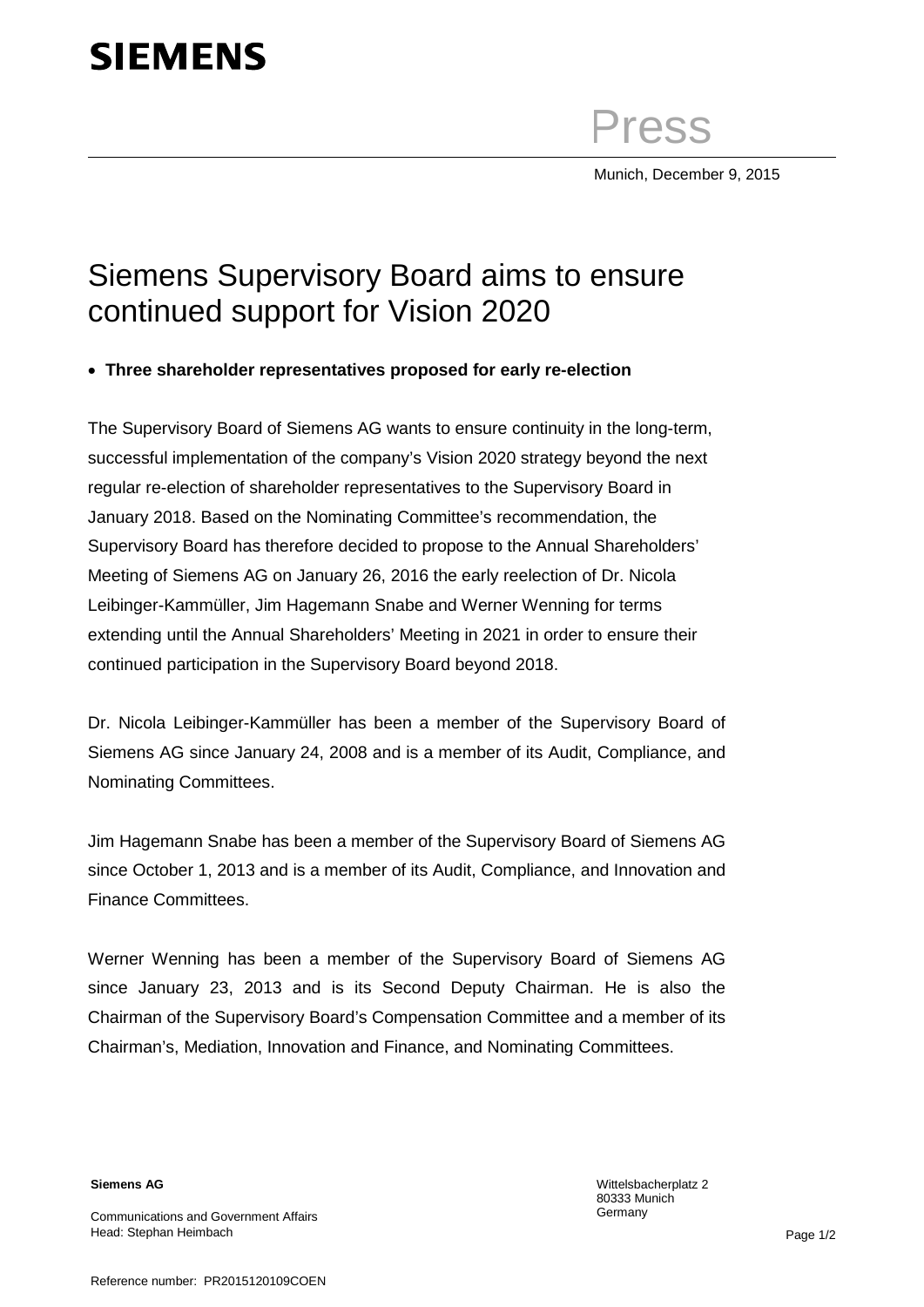**SIEMENS**

Press

Munich, December 9, 2015

# Siemens Supervisory Board aims to ensure continued support for Vision 2020

- **Three shareholder representatives proposed for early re-election**

The Supervisory Board of Siemens AG wants to ensure continuity in the long-term, successful implementation of the company's Vision 2020 strategy beyond the next regular re-election of shareholder representatives to the Supervisory Board in January 2018. Based on the Nominating Committee's recommendation, the Supervisory Board has therefore decided to propose to the Annual Shareholders' Meeting of Siemens AG on January 26, 2016 the early reelection of Dr. Nicola Leibinger-Kammüller, Jim Hagemann Snabe and Werner Wenning for terms extending until the Annual Shareholders' Meeting in 2021 in order to ensure their continued participation in the Supervisory Board beyond 2018.

Dr. Nicola Leibinger-Kammüller has been a member of the Supervisory Board of Siemens AG since January 24, 2008 and is a member of its Audit, Compliance, and Nominating Committees.

Jim Hagemann Snabe has been a member of the Supervisory Board of Siemens AG since October 1, 2013 and is a member of its Audit, Compliance, and Innovation and Finance Committees.

Werner Wenning has been a member of the Supervisory Board of Siemens AG since January 23, 2013 and is its Second Deputy Chairman. He is also the Chairman of the Supervisory Board's Compensation Committee and a member of its Chairman's, Mediation, Innovation and Finance, and Nominating Committees.

**Siemens AG**

Communications and Government Affairs
Head: Stephan Heimbach

Wittelsbacherplatz 2
80333 Munich
Germany

Reference number: PR2015120109COEN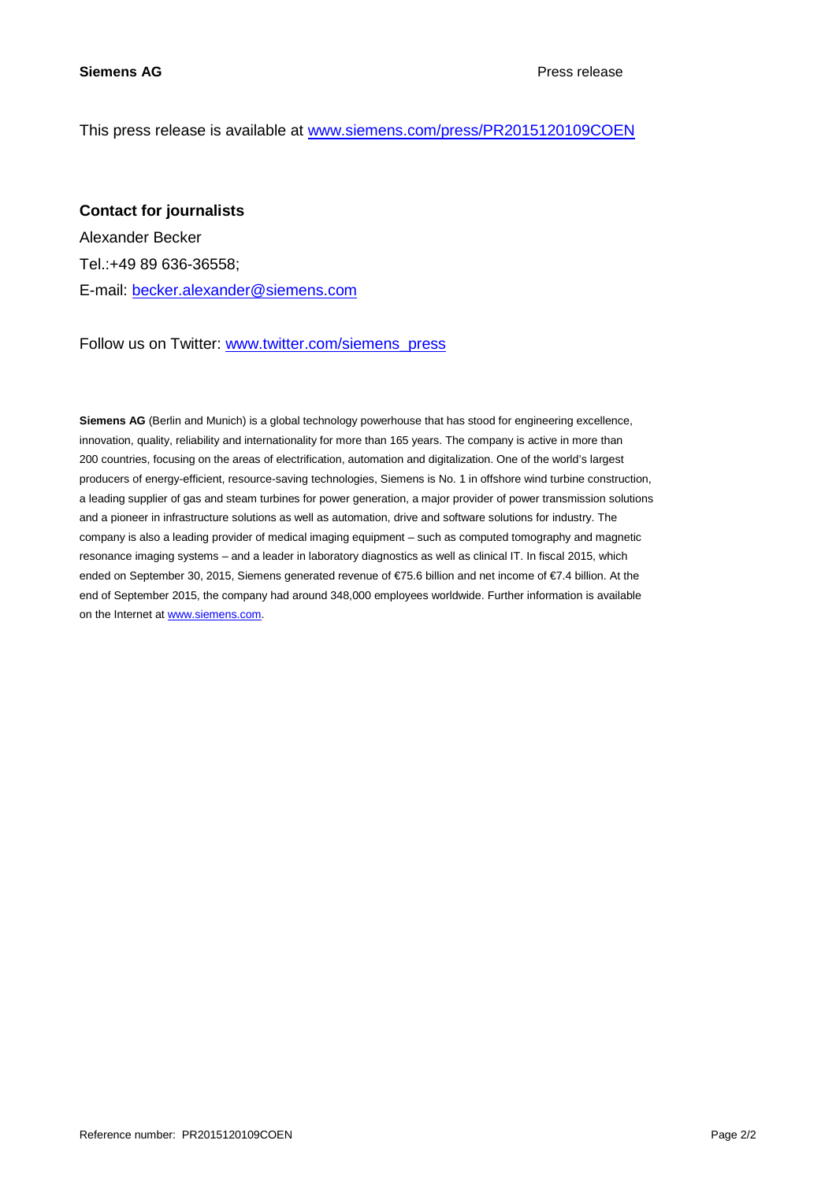This press release is available at [www.siemens.com/press/PR2015120109COEN](http://www.siemens.com/press/PR2015120109COEN)

**Contact for journalists**

Alexander Becker

Tel.:+49 89 636-36558;

E-mail: [becker.alexander@siemens.com](mailto:becker.alexander@siemens.com)

Follow us on Twitter: [www.twitter.com/siemens_press](http://www.twitter.com/siemens_press)

**Siemens AG** (Berlin and Munich) is a global technology powerhouse that has stood for engineering excellence, innovation, quality, reliability and internationality for more than 165 years. The company is active in more than 200 countries, focusing on the areas of electrification, automation and digitalization. One of the world's largest producers of energy-efficient, resource-saving technologies, Siemens is No. 1 in offshore wind turbine construction, a leading supplier of gas and steam turbines for power generation, a major provider of power transmission solutions and a pioneer in infrastructure solutions as well as automation, drive and software solutions for industry. The company is also a leading provider of medical imaging equipment – such as computed tomography and magnetic resonance imaging systems – and a leader in laboratory diagnostics as well as clinical IT. In fiscal 2015, which ended on September 30, 2015, Siemens generated revenue of €75.6 billion and net income of €7.4 billion. At the end of September 2015, the company had around 348,000 employees worldwide. Further information is available on the Internet at [www.siemens.com](http://www.siemens.com).

Reference number: PR2015120109COEN